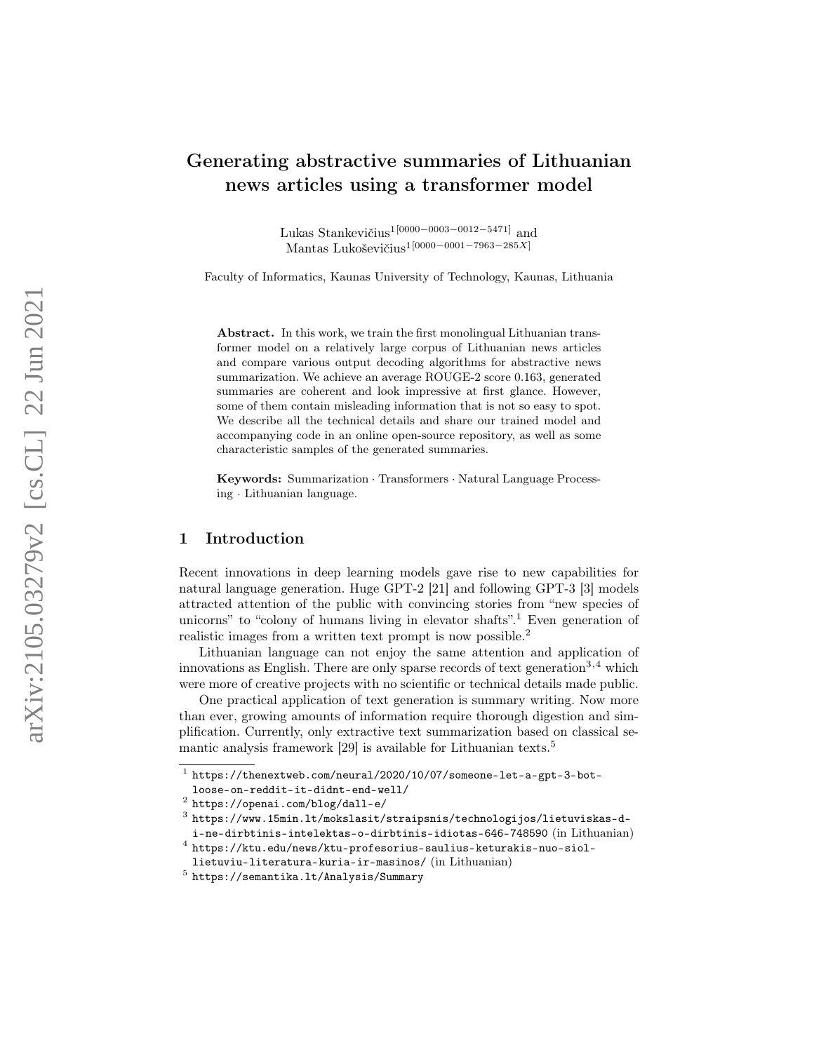# Generating abstractive summaries of Lithuanian news articles using a transformer model

Lukas Stankevičius[1[0000−0003−0012−5471]] and Mantas Lukoševičius[1[0000−0001−7963−285X]]

Faculty of Informatics, Kaunas University of Technology, Kaunas, Lithuania

**Abstract.** In this work, we train the first monolingual Lithuanian transformer model on a relatively large corpus of Lithuanian news articles and compare various output decoding algorithms for abstractive news summarization. We achieve an average ROUGE-2 score 0.163, generated summaries are coherent and look impressive at first glance. However, some of them contain misleading information that is not so easy to spot. We describe all the technical details and share our trained model and accompanying code in an online open-source repository, as well as some characteristic samples of the generated summaries.

**Keywords:** Summarization · Transformers · Natural Language Processing · Lithuanian language.

## 1 Introduction

Recent innovations in deep learning models gave rise to new capabilities for natural language generation. Huge GPT-2 [21] and following GPT-3 [3] models attracted attention of the public with convincing stories from "new species of unicorns" to "colony of humans living in elevator shafts".[1] Even generation of realistic images from a written text prompt is now possible.[2]

Lithuanian language can not enjoy the same attention and application of innovations as English. There are only sparse records of text generation[3,4] which were more of creative projects with no scientific or technical details made public.

One practical application of text generation is summary writing. Now more than ever, growing amounts of information require thorough digestion and simplification. Currently, only extractive text summarization based on classical semantic analysis framework [29] is available for Lithuanian texts.[5]

---

[1] https://thenextweb.com/neural/2020/10/07/someone-let-a-gpt-3-bot-loose-on-reddit-it-didnt-end-well/

[2] https://openai.com/blog/dall-e/

[3] https://www.15min.lt/mokslasit/straipsnis/technologijos/lietuviskas-d-i-ne-dirbtinis-intelektas-o-dirbtinis-idiotas-646-748590 (in Lithuanian)

[4] https://ktu.edu/news/ktu-profesorius-saulius-keturakis-nuo-siol-lietuviu-literatura-kuria-ir-masinos/ (in Lithuanian)

[5] https://semantika.lt/Analysis/Summary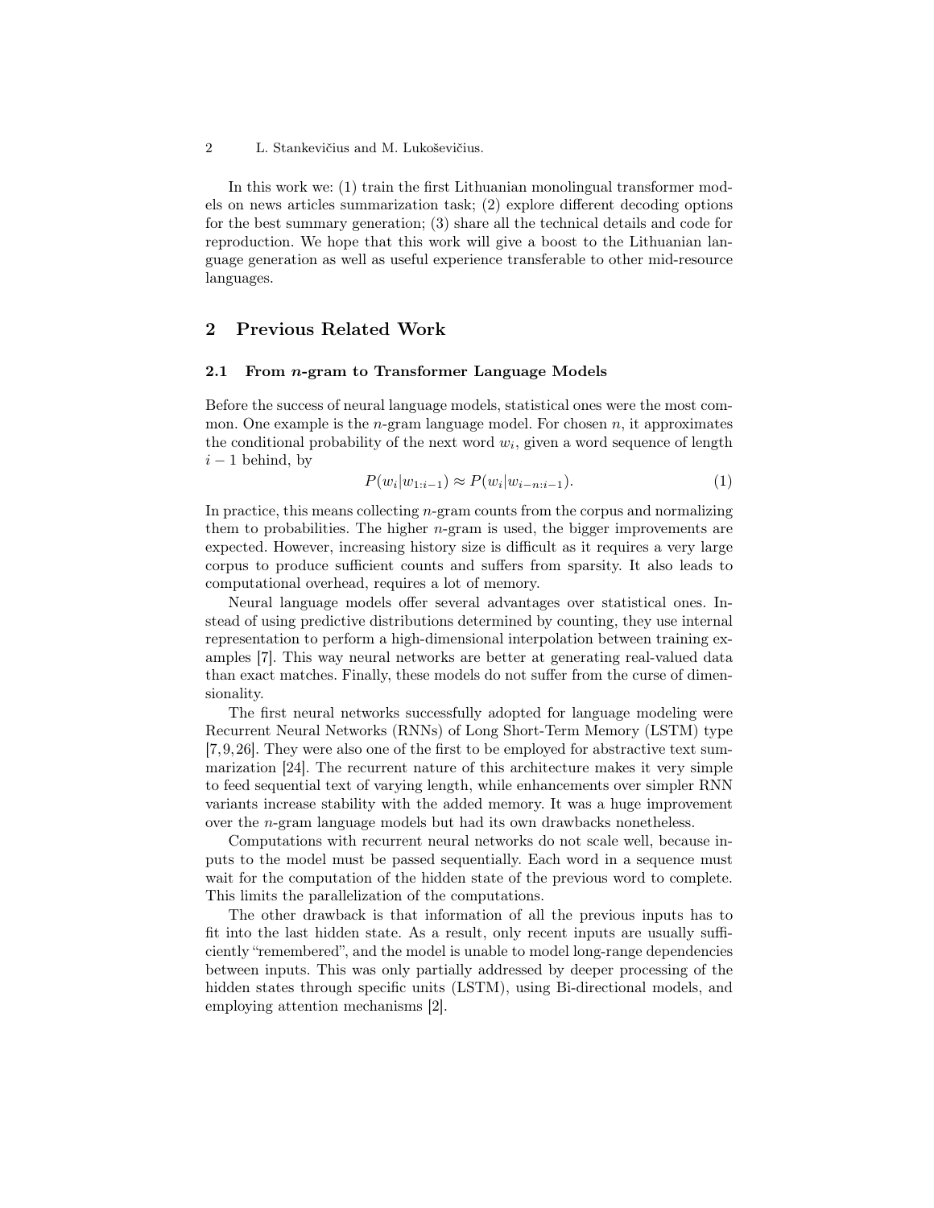In this work we: (1) train the first Lithuanian monolingual transformer models on news articles summarization task; (2) explore different decoding options for the best summary generation; (3) share all the technical details and code for reproduction. We hope that this work will give a boost to the Lithuanian language generation as well as useful experience transferable to other mid-resource languages.

## 2 Previous Related Work

### 2.1 From $n$-gram to Transformer Language Models

Before the success of neural language models, statistical ones were the most common. One example is the $n$-gram language model. For chosen $n$, it approximates the conditional probability of the next word $w_i$, given a word sequence of length $i-1$ behind, by

$$P(w_i|w_{1:i-1}) \approx P(w_i|w_{i-n:i-1}). \tag{1}$$

In practice, this means collecting $n$-gram counts from the corpus and normalizing them to probabilities. The higher $n$-gram is used, the bigger improvements are expected. However, increasing history size is difficult as it requires a very large corpus to produce sufficient counts and suffers from sparsity. It also leads to computational overhead, requires a lot of memory.

Neural language models offer several advantages over statistical ones. Instead of using predictive distributions determined by counting, they use internal representation to perform a high-dimensional interpolation between training examples [7]. This way neural networks are better at generating real-valued data than exact matches. Finally, these models do not suffer from the curse of dimensionality.

The first neural networks successfully adopted for language modeling were Recurrent Neural Networks (RNNs) of Long Short-Term Memory (LSTM) type [7,9,26]. They were also one of the first to be employed for abstractive text summarization [24]. The recurrent nature of this architecture makes it very simple to feed sequential text of varying length, while enhancements over simpler RNN variants increase stability with the added memory. It was a huge improvement over the $n$-gram language models but had its own drawbacks nonetheless.

Computations with recurrent neural networks do not scale well, because inputs to the model must be passed sequentially. Each word in a sequence must wait for the computation of the hidden state of the previous word to complete. This limits the parallelization of the computations.

The other drawback is that information of all the previous inputs has to fit into the last hidden state. As a result, only recent inputs are usually sufficiently "remembered", and the model is unable to model long-range dependencies between inputs. This was only partially addressed by deeper processing of the hidden states through specific units (LSTM), using Bi-directional models, and employing attention mechanisms [2].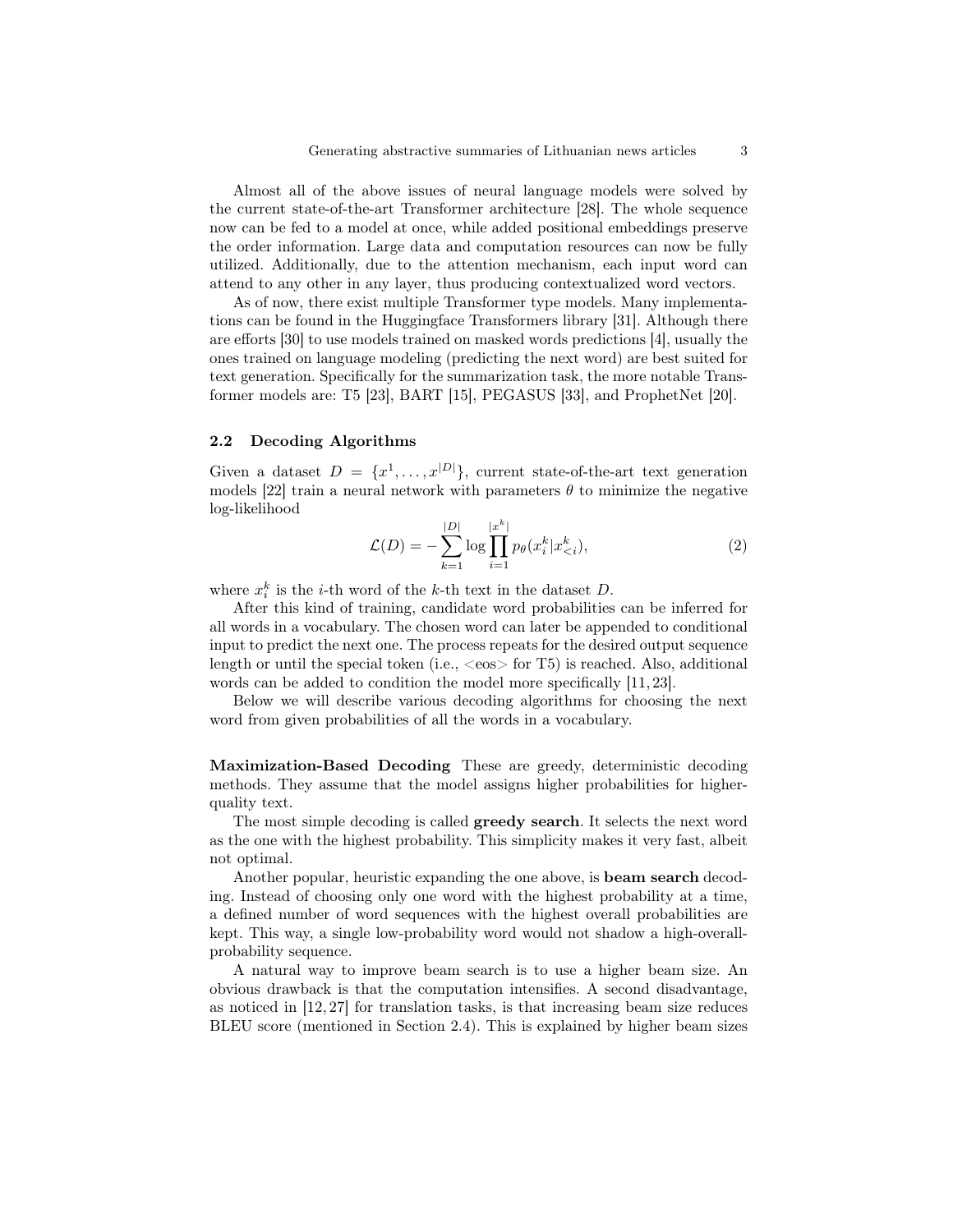Almost all of the above issues of neural language models were solved by the current state-of-the-art Transformer architecture [28]. The whole sequence now can be fed to a model at once, while added positional embeddings preserve the order information. Large data and computation resources can now be fully utilized. Additionally, due to the attention mechanism, each input word can attend to any other in any layer, thus producing contextualized word vectors.

As of now, there exist multiple Transformer type models. Many implementations can be found in the Huggingface Transformers library [31]. Although there are efforts [30] to use models trained on masked words predictions [4], usually the ones trained on language modeling (predicting the next word) are best suited for text generation. Specifically for the summarization task, the more notable Transformer models are: T5 [23], BART [15], PEGASUS [33], and ProphetNet [20].

### 2.2 Decoding Algorithms

Given a dataset $D = \{x^1, \ldots, x^{|D|}\}$, current state-of-the-art text generation models [22] train a neural network with parameters $\theta$ to minimize the negative log-likelihood

$$\mathcal{L}(D) = -\sum_{k=1}^{|D|} \log \prod_{i=1}^{|x^k|} p_\theta(x_i^k | x_{<i}^k), \tag{2}$$

where $x_i^k$ is the $i$-th word of the $k$-th text in the dataset $D$.

After this kind of training, candidate word probabilities can be inferred for all words in a vocabulary. The chosen word can later be appended to conditional input to predict the next one. The process repeats for the desired output sequence length or until the special token (i.e., <eos> for T5) is reached. Also, additional words can be added to condition the model more specifically [11, 23].

Below we will describe various decoding algorithms for choosing the next word from given probabilities of all the words in a vocabulary.

**Maximization-Based Decoding** These are greedy, deterministic decoding methods. They assume that the model assigns higher probabilities for higher-quality text.

The most simple decoding is called **greedy search**. It selects the next word as the one with the highest probability. This simplicity makes it very fast, albeit not optimal.

Another popular, heuristic expanding the one above, is **beam search** decoding. Instead of choosing only one word with the highest probability at a time, a defined number of word sequences with the highest overall probabilities are kept. This way, a single low-probability word would not shadow a high-overall-probability sequence.

A natural way to improve beam search is to use a higher beam size. An obvious drawback is that the computation intensifies. A second disadvantage, as noticed in [12, 27] for translation tasks, is that increasing beam size reduces BLEU score (mentioned in Section 2.4). This is explained by higher beam sizes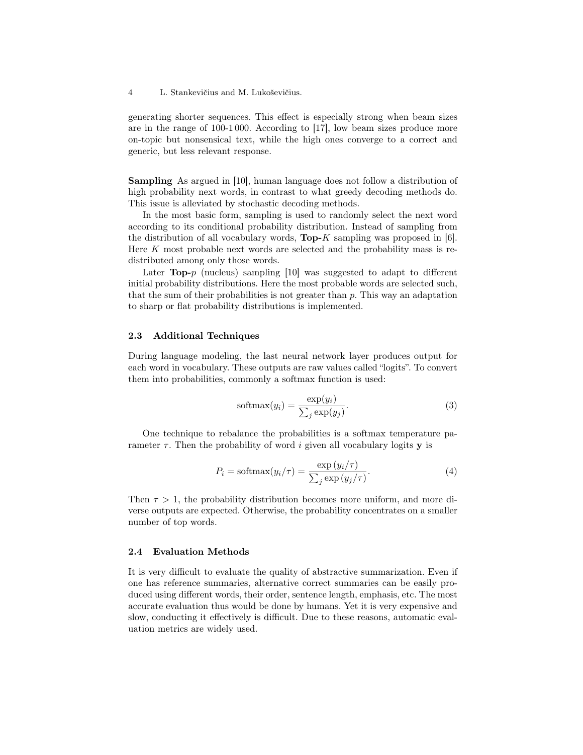generating shorter sequences. This effect is especially strong when beam sizes are in the range of 100-1 000. According to [17], low beam sizes produce more on-topic but nonsensical text, while the high ones converge to a correct and generic, but less relevant response.

**Sampling** As argued in [10], human language does not follow a distribution of high probability next words, in contrast to what greedy decoding methods do. This issue is alleviated by stochastic decoding methods.

In the most basic form, sampling is used to randomly select the next word according to its conditional probability distribution. Instead of sampling from the distribution of all vocabulary words, **Top-**$K$ sampling was proposed in [6]. Here $K$ most probable next words are selected and the probability mass is redistributed among only those words.

Later **Top-**$p$ (nucleus) sampling [10] was suggested to adapt to different initial probability distributions. Here the most probable words are selected such, that the sum of their probabilities is not greater than $p$. This way an adaptation to sharp or flat probability distributions is implemented.

### 2.3 Additional Techniques

During language modeling, the last neural network layer produces output for each word in vocabulary. These outputs are raw values called "logits". To convert them into probabilities, commonly a softmax function is used:

$$\text{softmax}(y_i) = \frac{\exp(y_i)}{\sum_j \exp(y_j)}. \tag{3}$$

One technique to rebalance the probabilities is a softmax temperature parameter $\tau$. Then the probability of word $i$ given all vocabulary logits $\mathbf{y}$ is

$$P_i = \text{softmax}(y_i/\tau) = \frac{\exp(y_i/\tau)}{\sum_j \exp(y_j/\tau)}. \tag{4}$$

Then $\tau > 1$, the probability distribution becomes more uniform, and more diverse outputs are expected. Otherwise, the probability concentrates on a smaller number of top words.

### 2.4 Evaluation Methods

It is very difficult to evaluate the quality of abstractive summarization. Even if one has reference summaries, alternative correct summaries can be easily produced using different words, their order, sentence length, emphasis, etc. The most accurate evaluation thus would be done by humans. Yet it is very expensive and slow, conducting it effectively is difficult. Due to these reasons, automatic evaluation metrics are widely used.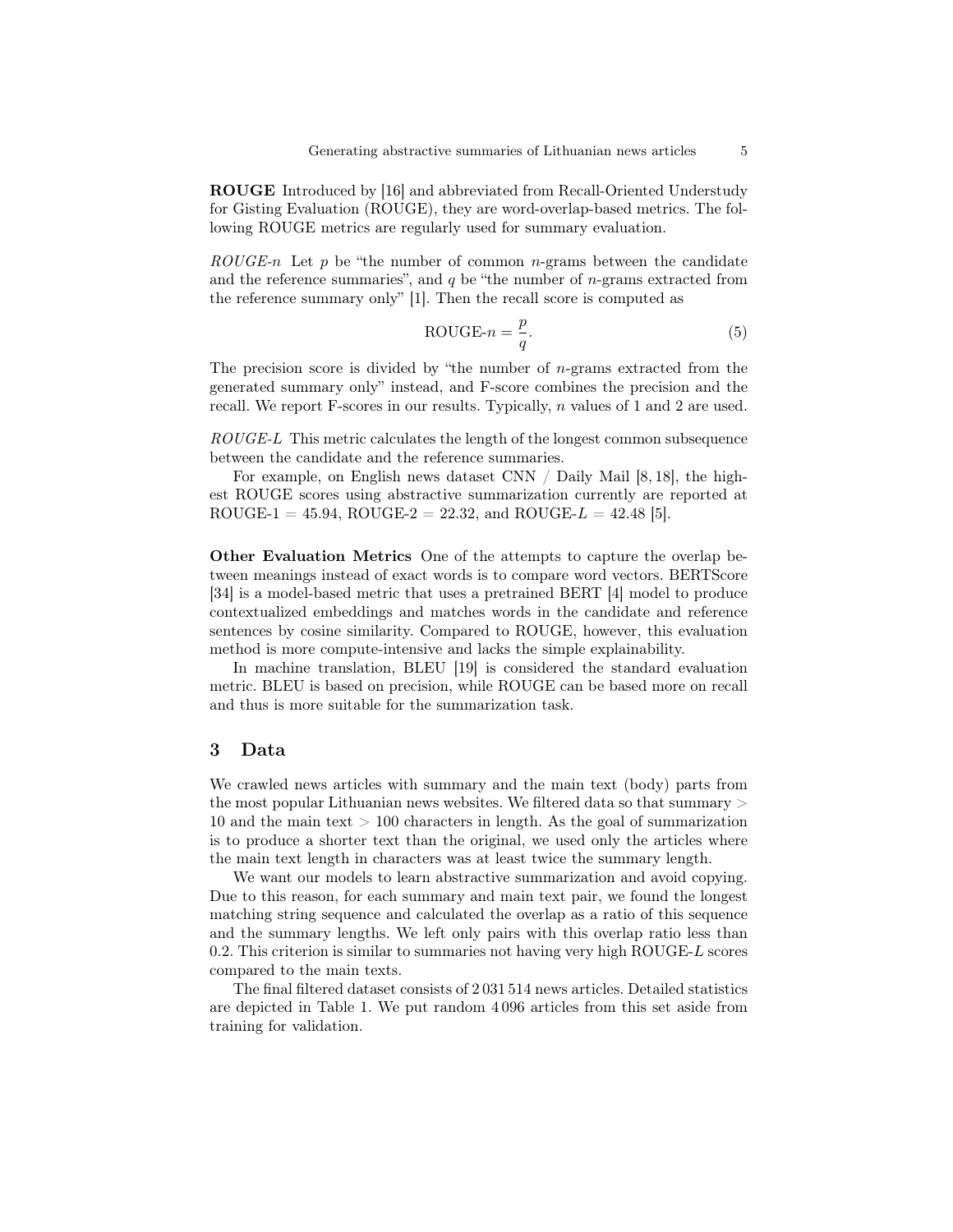**ROUGE** Introduced by [16] and abbreviated from Recall-Oriented Understudy for Gisting Evaluation (ROUGE), they are word-overlap-based metrics. The following ROUGE metrics are regularly used for summary evaluation.

*ROUGE-n* Let $p$ be "the number of common $n$-grams between the candidate and the reference summaries", and $q$ be "the number of $n$-grams extracted from the reference summary only" [1]. Then the recall score is computed as

$$\text{ROUGE-}n = \frac{p}{q}. \tag{5}$$

The precision score is divided by "the number of $n$-grams extracted from the generated summary only" instead, and F-score combines the precision and the recall. We report F-scores in our results. Typically, $n$ values of 1 and 2 are used.

*ROUGE-L* This metric calculates the length of the longest common subsequence between the candidate and the reference summaries.

For example, on English news dataset CNN / Daily Mail [8, 18], the highest ROUGE scores using abstractive summarization currently are reported at ROUGE-1 = 45.94, ROUGE-2 = 22.32, and ROUGE-$L$ = 42.48 [5].

**Other Evaluation Metrics** One of the attempts to capture the overlap between meanings instead of exact words is to compare word vectors. BERTScore [34] is a model-based metric that uses a pretrained BERT [4] model to produce contextualized embeddings and matches words in the candidate and reference sentences by cosine similarity. Compared to ROUGE, however, this evaluation method is more compute-intensive and lacks the simple explainability.

In machine translation, BLEU [19] is considered the standard evaluation metric. BLEU is based on precision, while ROUGE can be based more on recall and thus is more suitable for the summarization task.

## 3 Data

We crawled news articles with summary and the main text (body) parts from the most popular Lithuanian news websites. We filtered data so that summary > 10 and the main text > 100 characters in length. As the goal of summarization is to produce a shorter text than the original, we used only the articles where the main text length in characters was at least twice the summary length.

We want our models to learn abstractive summarization and avoid copying. Due to this reason, for each summary and main text pair, we found the longest matching string sequence and calculated the overlap as a ratio of this sequence and the summary lengths. We left only pairs with this overlap ratio less than 0.2. This criterion is similar to summaries not having very high ROUGE-$L$ scores compared to the main texts.

The final filtered dataset consists of 2 031 514 news articles. Detailed statistics are depicted in Table 1. We put random 4 096 articles from this set aside from training for validation.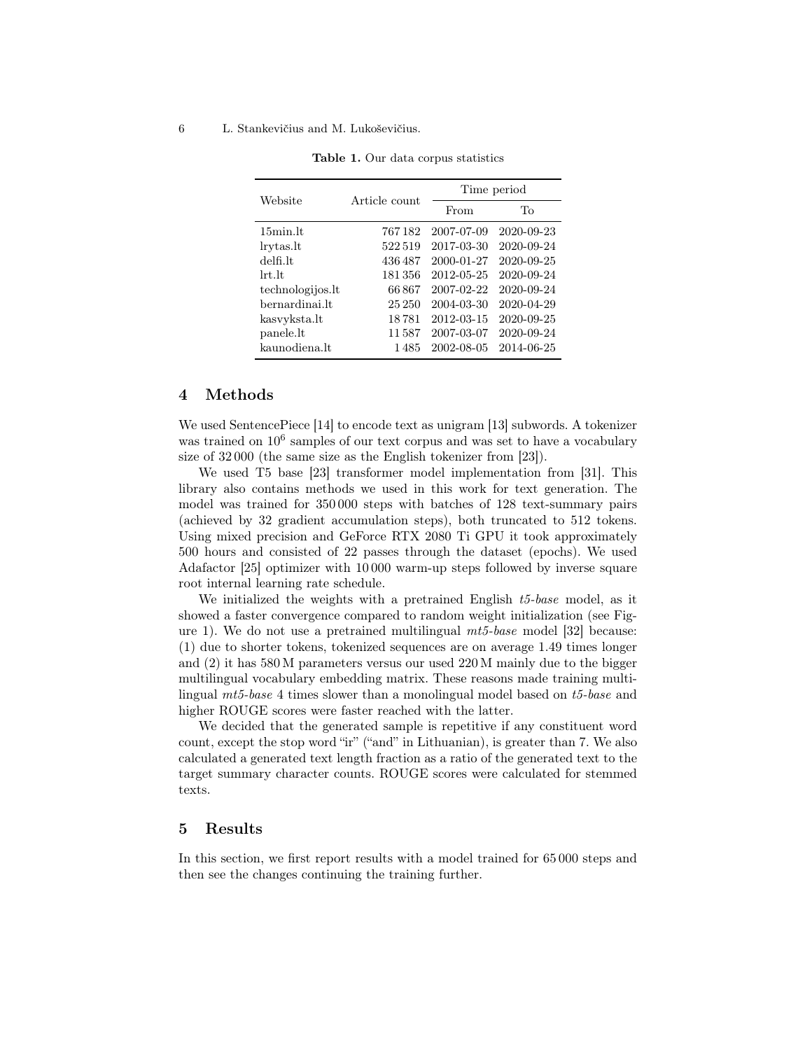**Table 1.** Our data corpus statistics

| Website | Article count | Time period | |
|---|---|---|---|
| | | From | To |
| 15min.lt | 767 182 | 2007-07-09 | 2020-09-23 |
| lrytas.lt | 522 519 | 2017-03-30 | 2020-09-24 |
| delfi.lt | 436 487 | 2000-01-27 | 2020-09-25 |
| lrt.lt | 181 356 | 2012-05-25 | 2020-09-24 |
| technologijos.lt | 66 867 | 2007-02-22 | 2020-09-24 |
| bernardinai.lt | 25 250 | 2004-03-30 | 2020-04-29 |
| kasvyksta.lt | 18 781 | 2012-03-15 | 2020-09-25 |
| panele.lt | 11 587 | 2007-03-07 | 2020-09-24 |
| kaunodiena.lt | 1 485 | 2002-08-05 | 2014-06-25 |

## 4 Methods

We used SentencePiece [14] to encode text as unigram [13] subwords. A tokenizer was trained on $10^6$ samples of our text corpus and was set to have a vocabulary size of 32 000 (the same size as the English tokenizer from [23]).

We used T5 base [23] transformer model implementation from [31]. This library also contains methods we used in this work for text generation. The model was trained for 350 000 steps with batches of 128 text-summary pairs (achieved by 32 gradient accumulation steps), both truncated to 512 tokens. Using mixed precision and GeForce RTX 2080 Ti GPU it took approximately 500 hours and consisted of 22 passes through the dataset (epochs). We used Adafactor [25] optimizer with 10 000 warm-up steps followed by inverse square root internal learning rate schedule.

We initialized the weights with a pretrained English *t5-base* model, as it showed a faster convergence compared to random weight initialization (see Figure 1). We do not use a pretrained multilingual *mt5-base* model [32] because: (1) due to shorter tokens, tokenized sequences are on average 1.49 times longer and (2) it has 580 M parameters versus our used 220 M mainly due to the bigger multilingual vocabulary embedding matrix. These reasons made training multilingual *mt5-base* 4 times slower than a monolingual model based on *t5-base* and higher ROUGE scores were faster reached with the latter.

We decided that the generated sample is repetitive if any constituent word count, except the stop word "ir" ("and" in Lithuanian), is greater than 7. We also calculated a generated text length fraction as a ratio of the generated text to the target summary character counts. ROUGE scores were calculated for stemmed texts.

## 5 Results

In this section, we first report results with a model trained for 65 000 steps and then see the changes continuing the training further.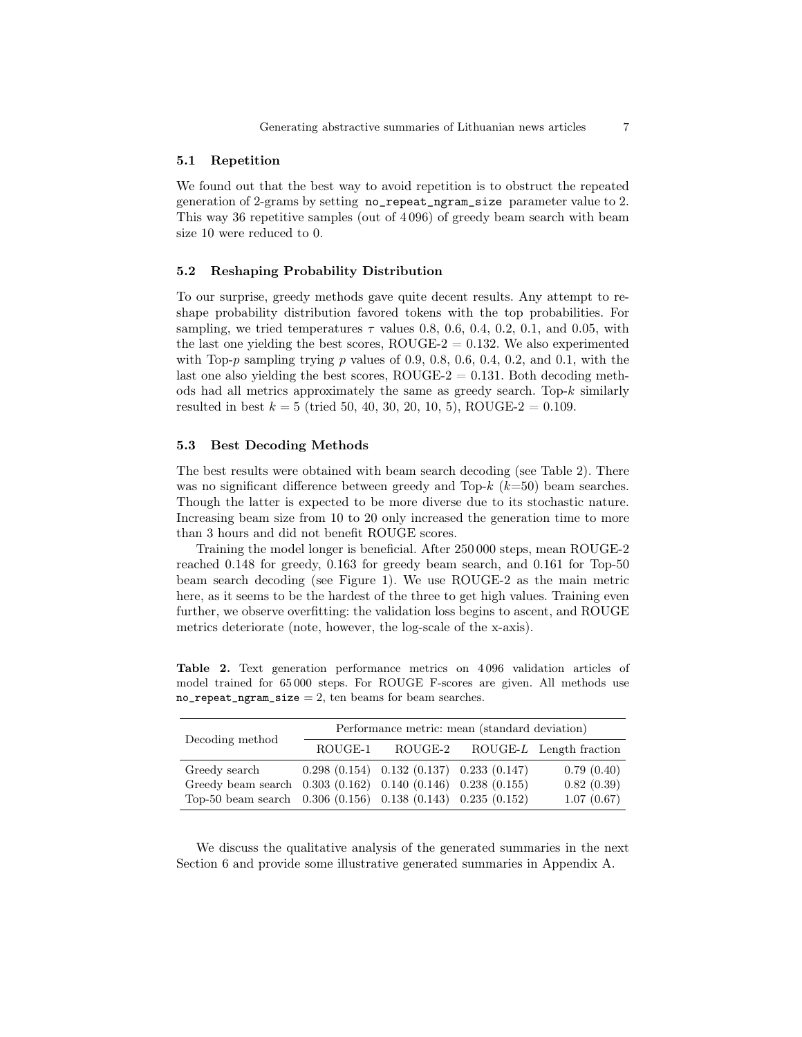### 5.1 Repetition

We found out that the best way to avoid repetition is to obstruct the repeated generation of 2-grams by setting `no_repeat_ngram_size` parameter value to 2. This way 36 repetitive samples (out of 4 096) of greedy beam search with beam size 10 were reduced to 0.

### 5.2 Reshaping Probability Distribution

To our surprise, greedy methods gave quite decent results. Any attempt to reshape probability distribution favored tokens with the top probabilities. For sampling, we tried temperatures $\tau$ values 0.8, 0.6, 0.4, 0.2, 0.1, and 0.05, with the last one yielding the best scores, ROUGE-2 = 0.132. We also experimented with Top-$p$ sampling trying $p$ values of 0.9, 0.8, 0.6, 0.4, 0.2, and 0.1, with the last one also yielding the best scores, ROUGE-2 = 0.131. Both decoding methods had all metrics approximately the same as greedy search. Top-$k$ similarly resulted in best $k = 5$ (tried 50, 40, 30, 20, 10, 5), ROUGE-2 = 0.109.

### 5.3 Best Decoding Methods

The best results were obtained with beam search decoding (see Table 2). There was no significant difference between greedy and Top-$k$ ($k$=50) beam searches. Though the latter is expected to be more diverse due to its stochastic nature. Increasing beam size from 10 to 20 only increased the generation time to more than 3 hours and did not benefit ROUGE scores.

Training the model longer is beneficial. After 250 000 steps, mean ROUGE-2 reached 0.148 for greedy, 0.163 for greedy beam search, and 0.161 for Top-50 beam search decoding (see Figure 1). We use ROUGE-2 as the main metric here, as it seems to be the hardest of the three to get high values. Training even further, we observe overfitting: the validation loss begins to ascent, and ROUGE metrics deteriorate (note, however, the log-scale of the x-axis).

**Table 2.** Text generation performance metrics on 4 096 validation articles of model trained for 65 000 steps. For ROUGE F-scores are given. All methods use `no_repeat_ngram_size` = 2, ten beams for beam searches.

| Decoding method | Performance metric: mean (standard deviation) | | | |
|---|---|---|---|---|
| | ROUGE-1 | ROUGE-2 | ROUGE-$L$ | Length fraction |
| Greedy search | 0.298 (0.154) | 0.132 (0.137) | 0.233 (0.147) | 0.79 (0.40) |
| Greedy beam search | 0.303 (0.162) | 0.140 (0.146) | 0.238 (0.155) | 0.82 (0.39) |
| Top-50 beam search | 0.306 (0.156) | 0.138 (0.143) | 0.235 (0.152) | 1.07 (0.67) |

We discuss the qualitative analysis of the generated summaries in the next Section 6 and provide some illustrative generated summaries in Appendix A.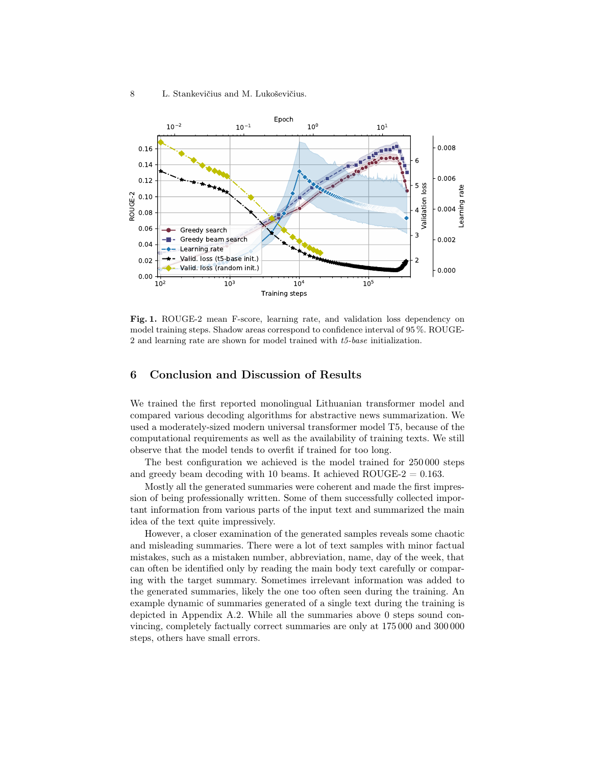**Fig. 1.** ROUGE-2 mean F-score, learning rate, and validation loss dependency on model training steps. Shadow areas correspond to confidence interval of 95 %. ROUGE-2 and learning rate are shown for model trained with *t5-base* initialization.

## 6 Conclusion and Discussion of Results

We trained the first reported monolingual Lithuanian transformer model and compared various decoding algorithms for abstractive news summarization. We used a moderately-sized modern universal transformer model T5, because of the computational requirements as well as the availability of training texts. We still observe that the model tends to overfit if trained for too long.

The best configuration we achieved is the model trained for 250 000 steps and greedy beam decoding with 10 beams. It achieved ROUGE-2 = 0.163.

Mostly all the generated summaries were coherent and made the first impression of being professionally written. Some of them successfully collected important information from various parts of the input text and summarized the main idea of the text quite impressively.

However, a closer examination of the generated samples reveals some chaotic and misleading summaries. There were a lot of text samples with minor factual mistakes, such as a mistaken number, abbreviation, name, day of the week, that can often be identified only by reading the main body text carefully or comparing with the target summary. Sometimes irrelevant information was added to the generated summaries, likely the one too often seen during the training. An example dynamic of summaries generated of a single text during the training is depicted in Appendix A.2. While all the summaries above 0 steps sound convincing, completely factually correct summaries are only at 175 000 and 300 000 steps, others have small errors.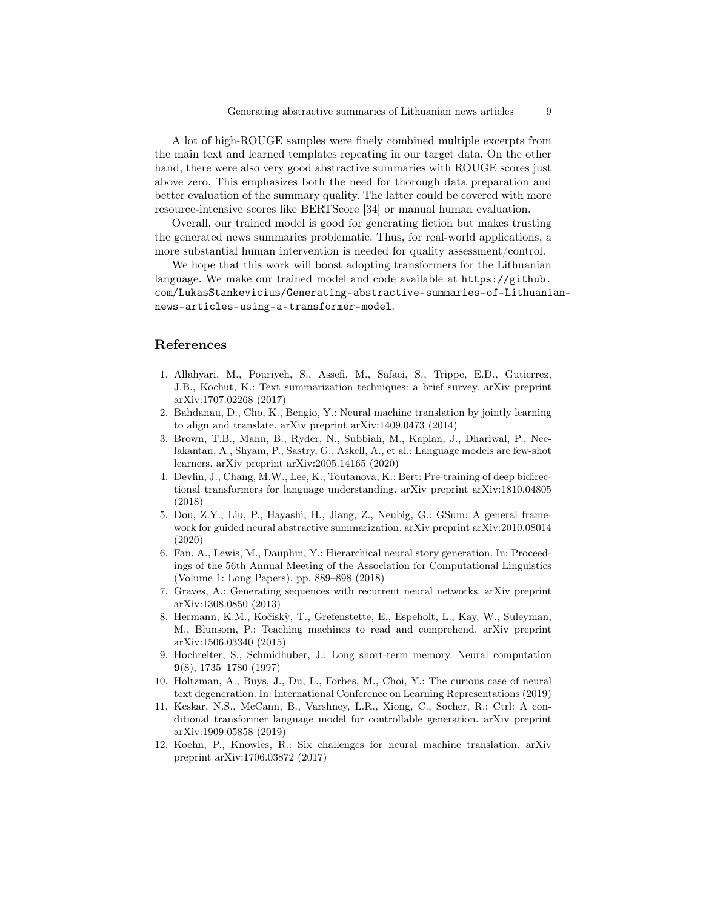A lot of high-ROUGE samples were finely combined multiple excerpts from the main text and learned templates repeating in our target data. On the other hand, there were also very good abstractive summaries with ROUGE scores just above zero. This emphasizes both the need for thorough data preparation and better evaluation of the summary quality. The latter could be covered with more resource-intensive scores like BERTScore [34] or manual human evaluation.

Overall, our trained model is good for generating fiction but makes trusting the generated news summaries problematic. Thus, for real-world applications, a more substantial human intervention is needed for quality assessment/control.

We hope that this work will boost adopting transformers for the Lithuanian language. We make our trained model and code available at `https://github.com/LukasStankevicius/Generating-abstractive-summaries-of-Lithuanian-news-articles-using-a-transformer-model`.

## References

1. Allahyari, M., Pouriyeh, S., Assefi, M., Safaei, S., Trippe, E.D., Gutierrez, J.B., Kochut, K.: Text summarization techniques: a brief survey. arXiv preprint arXiv:1707.02268 (2017)
2. Bahdanau, D., Cho, K., Bengio, Y.: Neural machine translation by jointly learning to align and translate. arXiv preprint arXiv:1409.0473 (2014)
3. Brown, T.B., Mann, B., Ryder, N., Subbiah, M., Kaplan, J., Dhariwal, P., Neelakantan, A., Shyam, P., Sastry, G., Askell, A., et al.: Language models are few-shot learners. arXiv preprint arXiv:2005.14165 (2020)
4. Devlin, J., Chang, M.W., Lee, K., Toutanova, K.: Bert: Pre-training of deep bidirectional transformers for language understanding. arXiv preprint arXiv:1810.04805 (2018)
5. Dou, Z.Y., Liu, P., Hayashi, H., Jiang, Z., Neubig, G.: GSum: A general framework for guided neural abstractive summarization. arXiv preprint arXiv:2010.08014 (2020)
6. Fan, A., Lewis, M., Dauphin, Y.: Hierarchical neural story generation. In: Proceedings of the 56th Annual Meeting of the Association for Computational Linguistics (Volume 1: Long Papers). pp. 889–898 (2018)
7. Graves, A.: Generating sequences with recurrent neural networks. arXiv preprint arXiv:1308.0850 (2013)
8. Hermann, K.M., Kočiskỳ, T., Grefenstette, E., Espeholt, L., Kay, W., Suleyman, M., Blunsom, P.: Teaching machines to read and comprehend. arXiv preprint arXiv:1506.03340 (2015)
9. Hochreiter, S., Schmidhuber, J.: Long short-term memory. Neural computation **9**(8), 1735–1780 (1997)
10. Holtzman, A., Buys, J., Du, L., Forbes, M., Choi, Y.: The curious case of neural text degeneration. In: International Conference on Learning Representations (2019)
11. Keskar, N.S., McCann, B., Varshney, L.R., Xiong, C., Socher, R.: Ctrl: A conditional transformer language model for controllable generation. arXiv preprint arXiv:1909.05858 (2019)
12. Koehn, P., Knowles, R.: Six challenges for neural machine translation. arXiv preprint arXiv:1706.03872 (2017)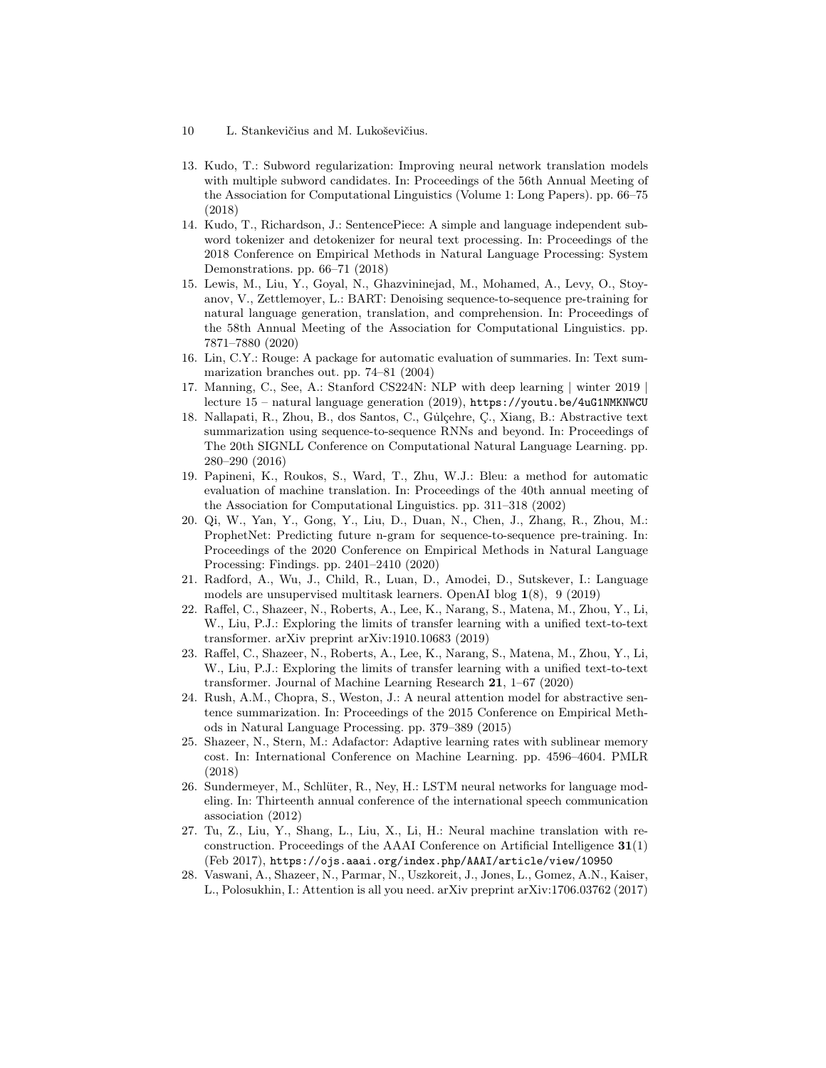13. Kudo, T.: Subword regularization: Improving neural network translation models with multiple subword candidates. In: Proceedings of the 56th Annual Meeting of the Association for Computational Linguistics (Volume 1: Long Papers). pp. 66–75 (2018)
14. Kudo, T., Richardson, J.: SentencePiece: A simple and language independent subword tokenizer and detokenizer for neural text processing. In: Proceedings of the 2018 Conference on Empirical Methods in Natural Language Processing: System Demonstrations. pp. 66–71 (2018)
15. Lewis, M., Liu, Y., Goyal, N., Ghazvininejad, M., Mohamed, A., Levy, O., Stoyanov, V., Zettlemoyer, L.: BART: Denoising sequence-to-sequence pre-training for natural language generation, translation, and comprehension. In: Proceedings of the 58th Annual Meeting of the Association for Computational Linguistics. pp. 7871–7880 (2020)
16. Lin, C.Y.: Rouge: A package for automatic evaluation of summaries. In: Text summarization branches out. pp. 74–81 (2004)
17. Manning, C., See, A.: Stanford CS224N: NLP with deep learning | winter 2019 | lecture 15 – natural language generation (2019), https://youtu.be/4uG1NMKNWCU
18. Nallapati, R., Zhou, B., dos Santos, C., Gulçehre, Ç., Xiang, B.: Abstractive text summarization using sequence-to-sequence RNNs and beyond. In: Proceedings of The 20th SIGNLL Conference on Computational Natural Language Learning. pp. 280–290 (2016)
19. Papineni, K., Roukos, S., Ward, T., Zhu, W.J.: Bleu: a method for automatic evaluation of machine translation. In: Proceedings of the 40th annual meeting of the Association for Computational Linguistics. pp. 311–318 (2002)
20. Qi, W., Yan, Y., Gong, Y., Liu, D., Duan, N., Chen, J., Zhang, R., Zhou, M.: ProphetNet: Predicting future n-gram for sequence-to-sequence pre-training. In: Proceedings of the 2020 Conference on Empirical Methods in Natural Language Processing: Findings. pp. 2401–2410 (2020)
21. Radford, A., Wu, J., Child, R., Luan, D., Amodei, D., Sutskever, I.: Language models are unsupervised multitask learners. OpenAI blog **1**(8), 9 (2019)
22. Raffel, C., Shazeer, N., Roberts, A., Lee, K., Narang, S., Matena, M., Zhou, Y., Li, W., Liu, P.J.: Exploring the limits of transfer learning with a unified text-to-text transformer. arXiv preprint arXiv:1910.10683 (2019)
23. Raffel, C., Shazeer, N., Roberts, A., Lee, K., Narang, S., Matena, M., Zhou, Y., Li, W., Liu, P.J.: Exploring the limits of transfer learning with a unified text-to-text transformer. Journal of Machine Learning Research **21**, 1–67 (2020)
24. Rush, A.M., Chopra, S., Weston, J.: A neural attention model for abstractive sentence summarization. In: Proceedings of the 2015 Conference on Empirical Methods in Natural Language Processing. pp. 379–389 (2015)
25. Shazeer, N., Stern, M.: Adafactor: Adaptive learning rates with sublinear memory cost. In: International Conference on Machine Learning. pp. 4596–4604. PMLR (2018)
26. Sundermeyer, M., Schlüter, R., Ney, H.: LSTM neural networks for language modeling. In: Thirteenth annual conference of the international speech communication association (2012)
27. Tu, Z., Liu, Y., Shang, L., Liu, X., Li, H.: Neural machine translation with reconstruction. Proceedings of the AAAI Conference on Artificial Intelligence **31**(1) (Feb 2017), https://ojs.aaai.org/index.php/AAAI/article/view/10950
28. Vaswani, A., Shazeer, N., Parmar, N., Uszkoreit, J., Jones, L., Gomez, A.N., Kaiser, L., Polosukhin, I.: Attention is all you need. arXiv preprint arXiv:1706.03762 (2017)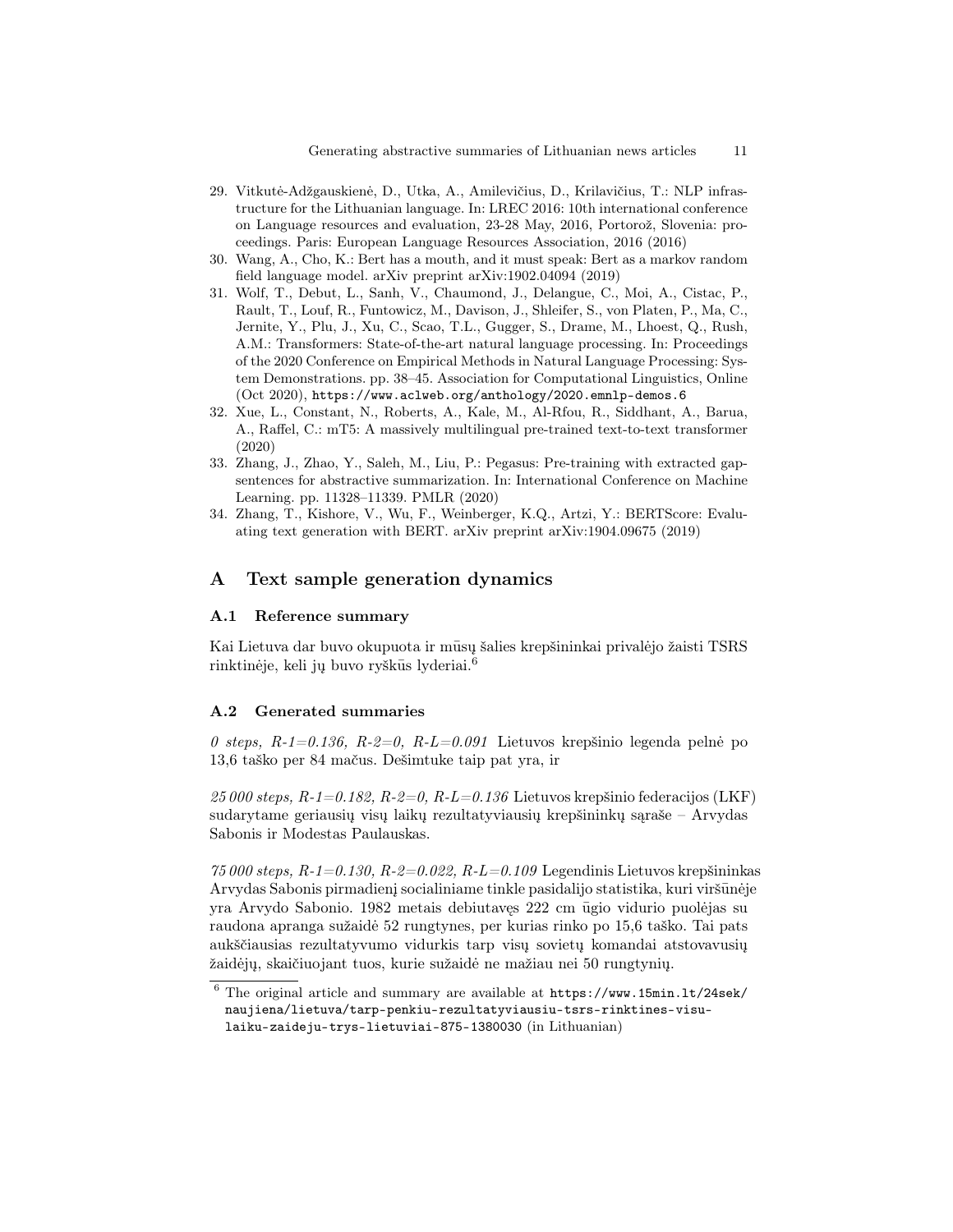29. Vitkutė-Adžgauskienė, D., Utka, A., Amilevičius, D., Krilavičius, T.: NLP infrastructure for the Lithuanian language. In: LREC 2016: 10th international conference on Language resources and evaluation, 23-28 May, 2016, Portorož, Slovenia: proceedings. Paris: European Language Resources Association, 2016 (2016)
30. Wang, A., Cho, K.: Bert has a mouth, and it must speak: Bert as a markov random field language model. arXiv preprint arXiv:1902.04094 (2019)
31. Wolf, T., Debut, L., Sanh, V., Chaumond, J., Delangue, C., Moi, A., Cistac, P., Rault, T., Louf, R., Funtowicz, M., Davison, J., Shleifer, S., von Platen, P., Ma, C., Jernite, Y., Plu, J., Xu, C., Scao, T.L., Gugger, S., Drame, M., Lhoest, Q., Rush, A.M.: Transformers: State-of-the-art natural language processing. In: Proceedings of the 2020 Conference on Empirical Methods in Natural Language Processing: System Demonstrations. pp. 38–45. Association for Computational Linguistics, Online (Oct 2020), https://www.aclweb.org/anthology/2020.emnlp-demos.6
32. Xue, L., Constant, N., Roberts, A., Kale, M., Al-Rfou, R., Siddhant, A., Barua, A., Raffel, C.: mT5: A massively multilingual pre-trained text-to-text transformer (2020)
33. Zhang, J., Zhao, Y., Saleh, M., Liu, P.: Pegasus: Pre-training with extracted gap-sentences for abstractive summarization. In: International Conference on Machine Learning. pp. 11328–11339. PMLR (2020)
34. Zhang, T., Kishore, V., Wu, F., Weinberger, K.Q., Artzi, Y.: BERTScore: Evaluating text generation with BERT. arXiv preprint arXiv:1904.09675 (2019)

## A Text sample generation dynamics

### A.1 Reference summary

Kai Lietuva dar buvo okupuota ir mūsų šalies krepšininkai privalėjo žaisti TSRS rinktinėje, keli jų buvo ryškūs lyderiai.[6]

### A.2 Generated summaries

*0 steps, R-1=0.136, R-2=0, R-L=0.091* Lietuvos krepšinio legenda pelnė po 13,6 taško per 84 mačus. Dešimtuke taip pat yra, ir

*25 000 steps, R-1=0.182, R-2=0, R-L=0.136* Lietuvos krepšinio federacijos (LKF) sudarytame geriausių visų laikų rezultatyviausių krepšininkų sąraše – Arvydas Sabonis ir Modestas Paulauskas.

*75 000 steps, R-1=0.130, R-2=0.022, R-L=0.109* Legendinis Lietuvos krepšininkas Arvydas Sabonis pirmadienį socialiniame tinkle pasidalijo statistika, kuri viršūnėje yra Arvydo Sabonio. 1982 metais debiutavęs 222 cm ūgio vidurio puolėjas su raudona apranga sužaidė 52 rungtynes, per kurias rinko po 15,6 taško. Tai pats aukščiausias rezultatyvumo vidurkis tarp visų sovietų komandai atstovavusių žaidėjų, skaičiuojant tuos, kurie sužaidė ne mažiau nei 50 rungtynių.

[6] The original article and summary are available at https://www.15min.lt/24sek/naujiena/lietuva/tarp-penkiu-rezultatyviausiu-tsrs-rinktines-visu-laiku-zaideju-trys-lietuviai-875-1380030 (in Lithuanian)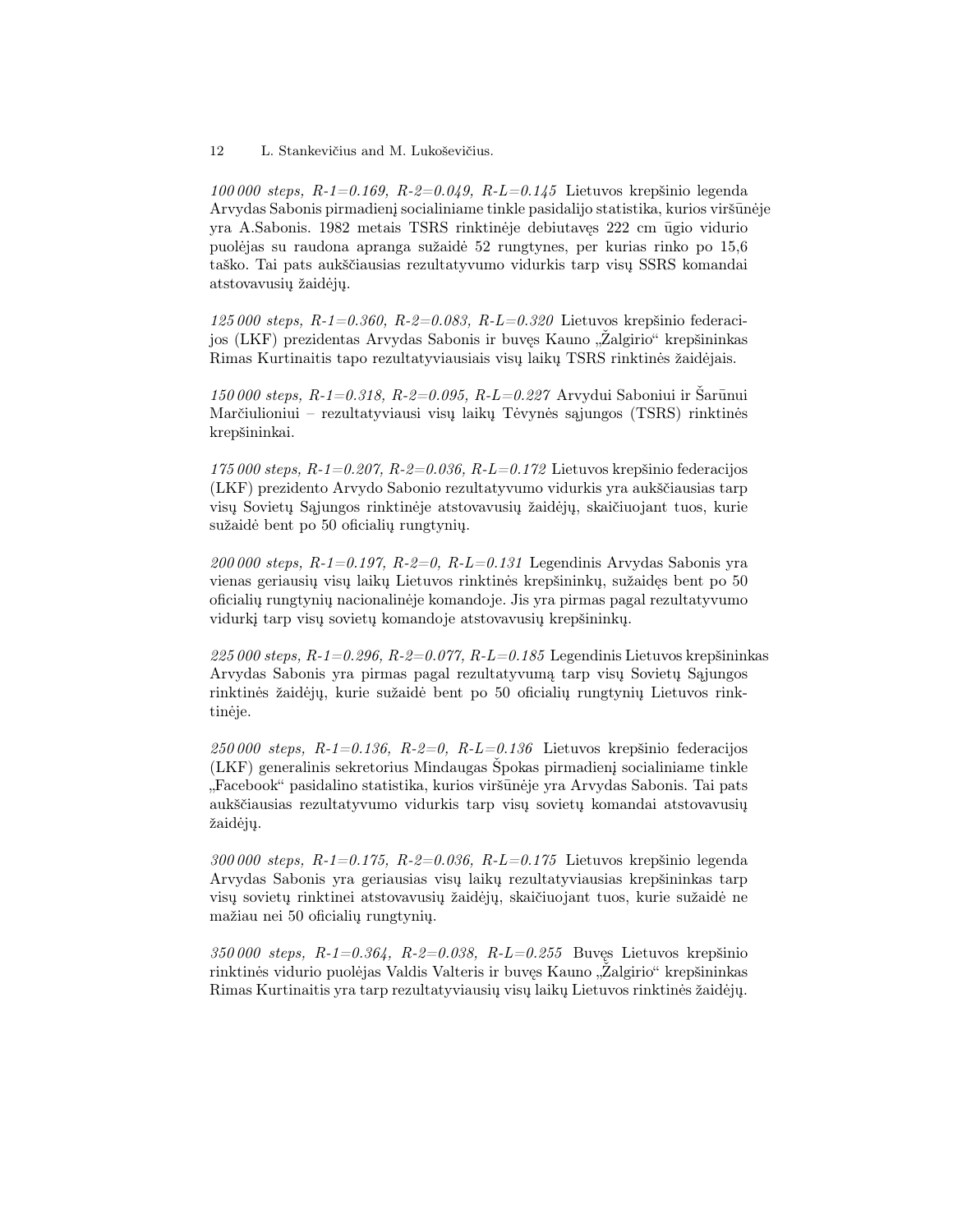*100 000 steps, R-1=0.169, R-2=0.049, R-L=0.145* Lietuvos krepšinio legenda Arvydas Sabonis pirmadienį socialiniame tinkle pasidalijo statistika, kurios viršūnėje yra A.Sabonis. 1982 metais TSRS rinktinėje debiutavęs 222 cm ūgio vidurio puolėjas su raudona apranga sužaidė 52 rungtynes, per kurias rinko po 15,6 taško. Tai pats aukščiausias rezultatyvumo vidurkis tarp visų SSRS komandai atstovavusių žaidėjų.

*125 000 steps, R-1=0.360, R-2=0.083, R-L=0.320* Lietuvos krepšinio federacijos (LKF) prezidentas Arvydas Sabonis ir buvęs Kauno „Žalgirio" krepšininkas Rimas Kurtinaitis tapo rezultatyviausiais visų laikų TSRS rinktinės žaidėjais.

*150 000 steps, R-1=0.318, R-2=0.095, R-L=0.227* Arvydui Saboniui ir Šarūnui Marčiulioniui – rezultatyviausi visų laikų Tėvynės sąjungos (TSRS) rinktinės krepšininkai.

*175 000 steps, R-1=0.207, R-2=0.036, R-L=0.172* Lietuvos krepšinio federacijos (LKF) prezidento Arvydo Sabonio rezultatyvumo vidurkis yra aukščiausias tarp visų Sovietų Sąjungos rinktinėje atstovavusių žaidėjų, skaičiuojant tuos, kurie sužaidė bent po 50 oficialių rungtynių.

*200 000 steps, R-1=0.197, R-2=0, R-L=0.131* Legendinis Arvydas Sabonis yra vienas geriausių visų laikų Lietuvos rinktinės krepšininkų, sužaidęs bent po 50 oficialių rungtynių nacionalinėje komandoje. Jis yra pirmas pagal rezultatyvumo vidurkį tarp visų sovietų komandoje atstovavusių krepšininkų.

*225 000 steps, R-1=0.296, R-2=0.077, R-L=0.185* Legendinis Lietuvos krepšininkas Arvydas Sabonis yra pirmas pagal rezultatyvumą tarp visų Sovietų Sąjungos rinktinės žaidėjų, kurie sužaidė bent po 50 oficialių rungtynių Lietuvos rinktinėje.

*250 000 steps, R-1=0.136, R-2=0, R-L=0.136* Lietuvos krepšinio federacijos (LKF) generalinis sekretorius Mindaugas Špokas pirmadienį socialiniame tinkle „Facebook" pasidalino statistika, kurios viršūnėje yra Arvydas Sabonis. Tai pats aukščiausias rezultatyvumo vidurkis tarp visų sovietų komandai atstovavusių žaidėjų.

*300 000 steps, R-1=0.175, R-2=0.036, R-L=0.175* Lietuvos krepšinio legenda Arvydas Sabonis yra geriausias visų laikų rezultatyviausias krepšininkas tarp visų sovietų rinktinei atstovavusių žaidėjų, skaičiuojant tuos, kurie sužaidė ne mažiau nei 50 oficialių rungtynių.

*350 000 steps, R-1=0.364, R-2=0.038, R-L=0.255* Buvęs Lietuvos krepšinio rinktinės vidurio puolėjas Valdis Valteris ir buvęs Kauno „Žalgirio" krepšininkas Rimas Kurtinaitis yra tarp rezultatyviausių visų laikų Lietuvos rinktinės žaidėjų.